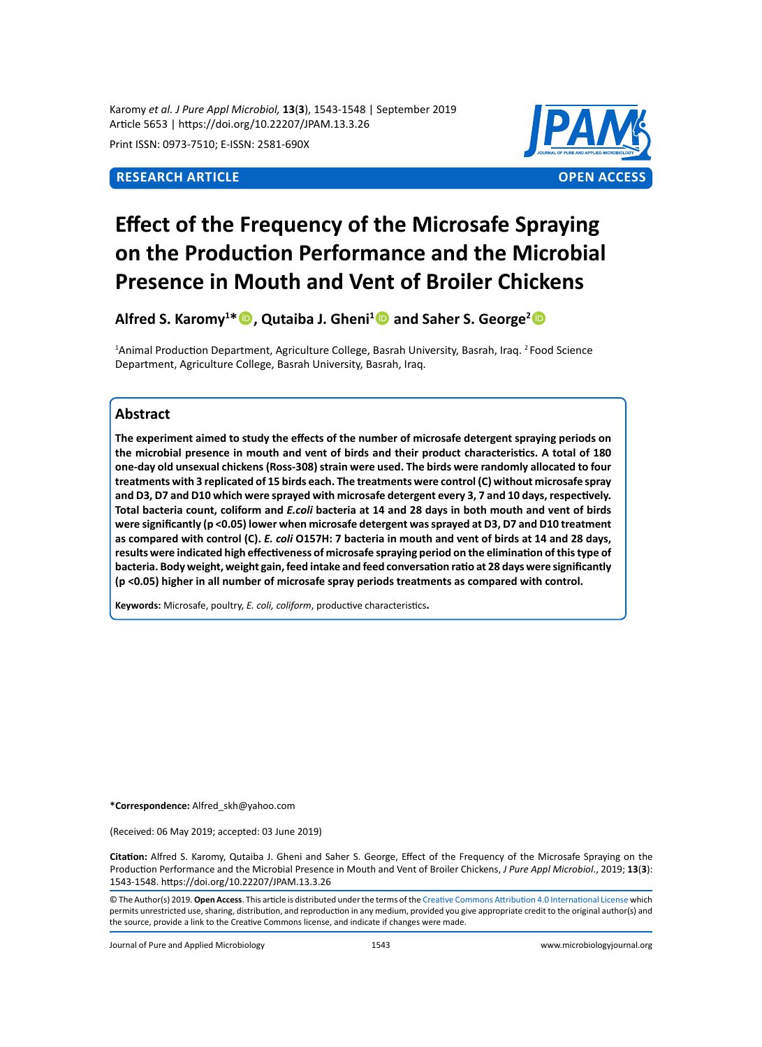RESEARCH ARTICLE — OPEN ACCESS

# Effect of the Frequency of the Microsafe Spraying on the Production Performance and the Microbial Presence in Mouth and Vent of Broiler Chickens

**Alfred S. Karomy[1]*, Qutaiba J. Gheni[1] and Saher S. George[2]**

[1]Animal Production Department, Agriculture College, Basrah University, Basrah, Iraq. [2]Food Science Department, Agriculture College, Basrah University, Basrah, Iraq.

## Abstract

**The experiment aimed to study the effects of the number of microsafe detergent spraying periods on the microbial presence in mouth and vent of birds and their product characteristics. A total of 180 one-day old unsexual chickens (Ross-308) strain were used. The birds were randomly allocated to four treatments with 3 replicated of 15 birds each. The treatments were control (C) without microsafe spray and D3, D7 and D10 which were sprayed with microsafe detergent every 3, 7 and 10 days, respectively. Total bacteria count, coliform and *E.coli* bacteria at 14 and 28 days in both mouth and vent of birds were significantly (p <0.05) lower when microsafe detergent was sprayed at D3, D7 and D10 treatment as compared with control (C). *E. coli* O157H: 7 bacteria in mouth and vent of birds at 14 and 28 days, results were indicated high effectiveness of microsafe spraying period on the elimination of this type of bacteria. Body weight, weight gain, feed intake and feed conversation ratio at 28 days were significantly (p <0.05) higher in all number of microsafe spray periods treatments as compared with control.**

**Keywords:** Microsafe, poultry, *E. coli, coliform*, productive characteristics**.**

***Correspondence:** Alfred_skh@yahoo.com

(Received: 06 May 2019; accepted: 03 June 2019)

**Citation:** Alfred S. Karomy, Qutaiba J. Gheni and Saher S. George, Effect of the Frequency of the Microsafe Spraying on the Production Performance and the Microbial Presence in Mouth and Vent of Broiler Chickens, *J Pure Appl Microbiol.*, 2019; **13**(**3**): 1543-1548. https://doi.org/10.22207/JPAM.13.3.26

© The Author(s) 2019. **Open Access**. This article is distributed under the terms of the Creative Commons Attribution 4.0 International License which permits unrestricted use, sharing, distribution, and reproduction in any medium, provided you give appropriate credit to the original author(s) and the source, provide a link to the Creative Commons license, and indicate if changes were made.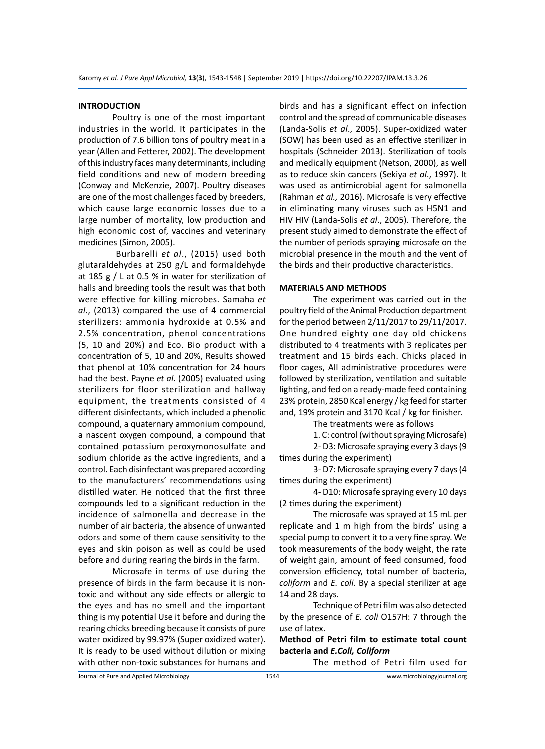## INTRODUCTION

Poultry is one of the most important industries in the world. It participates in the production of 7.6 billion tons of poultry meat in a year (Allen and Fetterer, 2002). The development of this industry faces many determinants, including field conditions and new of modern breeding (Conway and McKenzie, 2007). Poultry diseases are one of the most challenges faced by breeders, which cause large economic losses due to a large number of mortality, low production and high economic cost of, vaccines and veterinary medicines (Simon, 2005).

Burbarelli *et al*., (2015) used both glutaraldehydes at 250 g/L and formaldehyde at 185 g / L at 0.5 % in water for sterilization of halls and breeding tools the result was that both were effective for killing microbes. Samaha *et al*., (2013) compared the use of 4 commercial sterilizers: ammonia hydroxide at 0.5% and 2.5% concentration, phenol concentrations (5, 10 and 20%) and Eco. Bio product with a concentration of 5, 10 and 20%, Results showed that phenol at 10% concentration for 24 hours had the best. Payne *et al*. (2005) evaluated using sterilizers for floor sterilization and hallway equipment, the treatments consisted of 4 different disinfectants, which included a phenolic compound, a quaternary ammonium compound, a nascent oxygen compound, a compound that contained potassium peroxymonosulfate and sodium chloride as the active ingredients, and a control. Each disinfectant was prepared according to the manufacturers' recommendations using distilled water. He noticed that the first three compounds led to a significant reduction in the incidence of salmonella and decrease in the number of air bacteria, the absence of unwanted odors and some of them cause sensitivity to the eyes and skin poison as well as could be used before and during rearing the birds in the farm.

Microsafe in terms of use during the presence of birds in the farm because it is non-toxic and without any side effects or allergic to the eyes and has no smell and the important thing is my potential Use it before and during the rearing chicks breeding because it consists of pure water oxidized by 99.97% (Super oxidized water). It is ready to be used without dilution or mixing with other non-toxic substances for humans and birds and has a significant effect on infection control and the spread of communicable diseases (Landa-Solis *et al*., 2005). Super-oxidized water (SOW) has been used as an effective sterilizer in hospitals (Schneider 2013). Sterilization of tools and medically equipment (Netson, 2000), as well as to reduce skin cancers (Sekiya *et al*., 1997). It was used as antimicrobial agent for salmonella (Rahman *et al.,* 2016). Microsafe is very effective in eliminating many viruses such as H5N1 and HIV HIV (Landa-Solis *et al*., 2005). Therefore, the present study aimed to demonstrate the effect of the number of periods spraying microsafe on the microbial presence in the mouth and the vent of the birds and their productive characteristics.

## MATERIALS AND METHODS

The experiment was carried out in the poultry field of the Animal Production department for the period between 2/11/2017 to 29/11/2017. One hundred eighty one day old chickens distributed to 4 treatments with 3 replicates per treatment and 15 birds each. Chicks placed in floor cages, All administrative procedures were followed by sterilization, ventilation and suitable lighting, and fed on a ready-made feed containing 23% protein, 2850 Kcal energy / kg feed for starter and, 19% protein and 3170 Kcal / kg for finisher.

The treatments were as follows

1. C: control (without spraying Microsafe)
2. D3: Microsafe spraying every 3 days (9 times during the experiment)
3. D7: Microsafe spraying every 7 days (4 times during the experiment)
4. D10: Microsafe spraying every 10 days (2 times during the experiment)

The microsafe was sprayed at 15 mL per replicate and 1 m high from the birds' using a special pump to convert it to a very fine spray. We took measurements of the body weight, the rate of weight gain, amount of feed consumed, food conversion efficiency, total number of bacteria, *coliform* and *E. coli*. By a special sterilizer at age 14 and 28 days.

Technique of Petri film was also detected by the presence of *E. coli* O157H: 7 through the use of latex.

### Method of Petri film to estimate total count bacteria and *E.Coli, Coliform*

The method of Petri film used for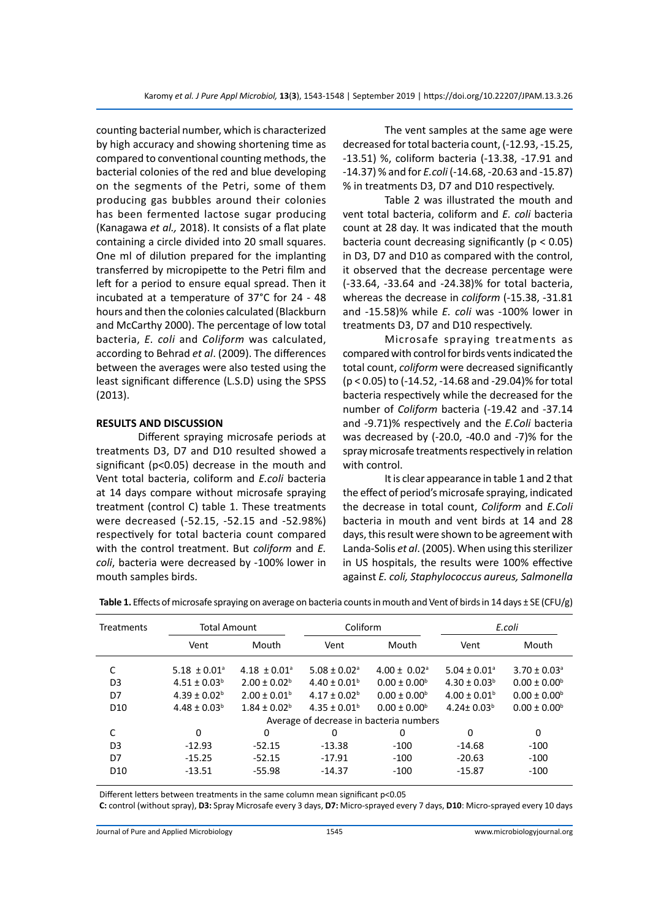counting bacterial number, which is characterized by high accuracy and showing shortening time as compared to conventional counting methods, the bacterial colonies of the red and blue developing on the segments of the Petri, some of them producing gas bubbles around their colonies has been fermented lactose sugar producing (Kanagawa *et al.,* 2018). It consists of a flat plate containing a circle divided into 20 small squares. One ml of dilution prepared for the implanting transferred by micropipette to the Petri film and left for a period to ensure equal spread. Then it incubated at a temperature of 37°C for 24 - 48 hours and then the colonies calculated (Blackburn and McCarthy 2000). The percentage of low total bacteria, *E. coli* and *Coliform* was calculated, according to Behrad *et al*. (2009). The differences between the averages were also tested using the least significant difference (L.S.D) using the SPSS (2013).

## RESULTS AND DISCUSSION

Different spraying microsafe periods at treatments D3, D7 and D10 resulted showed a significant ($p<0.05$) decrease in the mouth and Vent total bacteria, coliform and *E.coli* bacteria at 14 days compare without microsafe spraying treatment (control C) table 1. These treatments were decreased (-52.15, -52.15 and -52.98%) respectively for total bacteria count compared with the control treatment. But *coliform* and *E. coli*, bacteria were decreased by -100% lower in mouth samples birds.

The vent samples at the same age were decreased for total bacteria count, (-12.93, -15.25, -13.51) %, coliform bacteria (-13.38, -17.91 and -14.37) % and for *E.coli* (-14.68, -20.63 and -15.87) % in treatments D3, D7 and D10 respectively.

Table 2 was illustrated the mouth and vent total bacteria, coliform and *E. coli* bacteria count at 28 day. It was indicated that the mouth bacteria count decreasing significantly ($p < 0.05$) in D3, D7 and D10 as compared with the control, it observed that the decrease percentage were (-33.64, -33.64 and -24.38)% for total bacteria, whereas the decrease in *coliform* (-15.38, -31.81 and -15.58)% while *E. coli* was -100% lower in treatments D3, D7 and D10 respectively.

Microsafe spraying treatments as compared with control for birds vents indicated the total count, *coliform* were decreased significantly ($p < 0.05$) to (-14.52, -14.68 and -29.04)% for total bacteria respectively while the decreased for the number of *Coliform* bacteria (-19.42 and -37.14 and -9.71)% respectively and the *E.Coli* bacteria was decreased by (-20.0, -40.0 and -7)% for the spray microsafe treatments respectively in relation with control.

It is clear appearance in table 1 and 2 that the effect of period's microsafe spraying, indicated the decrease in total count, *Coliform* and *E.Coli* bacteria in mouth and vent birds at 14 and 28 days, this result were shown to be agreement with Landa-Solis *et al*. (2005). When using this sterilizer in US hospitals, the results were 100% effective against *E. coli, Staphylococcus aureus, Salmonella*

**Table 1.** Effects of microsafe spraying on average on bacteria counts in mouth and Vent of birds in 14 days ± SE (CFU/g)

| Treatments | Total Amount | | Coliform | | *E.coli* | |
|---|---|---|---|---|---|---|
| | Vent | Mouth | Vent | Mouth | Vent | Mouth |
| C | 5.18 ± 0.01[a] | 4.18 ± 0.01[a] | 5.08 ± 0.02[a] | 4.00 ± 0.02[a] | 5.04 ± 0.01[a] | 3.70 ± 0.03[a] |
| D3 | 4.51 ± 0.03[b] | 2.00 ± 0.02[b] | 4.40 ± 0.01[b] | 0.00 ± 0.00[b] | 4.30 ± 0.03[b] | 0.00 ± 0.00[b] |
| D7 | 4.39 ± 0.02[b] | 2.00 ± 0.01[b] | 4.17 ± 0.02[b] | 0.00 ± 0.00[b] | 4.00 ± 0.01[b] | 0.00 ± 0.00[b] |
| D10 | 4.48 ± 0.03[b] | 1.84 ± 0.02[b] | 4.35 ± 0.01[b] | 0.00 ± 0.00[b] | 4.24± 0.03[b] | 0.00 ± 0.00[b] |
| Average of decrease in bacteria numbers | | | | | | |
| C | 0 | 0 | 0 | 0 | 0 | 0 |
| D3 | -12.93 | -52.15 | -13.38 | -100 | -14.68 | -100 |
| D7 | -15.25 | -52.15 | -17.91 | -100 | -20.63 | -100 |
| D10 | -13.51 | -55.98 | -14.37 | -100 | -15.87 | -100 |

Different letters between treatments in the same column mean significant $p<0.05$

**C:** control (without spray), **D3:** Spray Microsafe every 3 days, **D7:** Micro-sprayed every 7 days, **D10**: Micro-sprayed every 10 days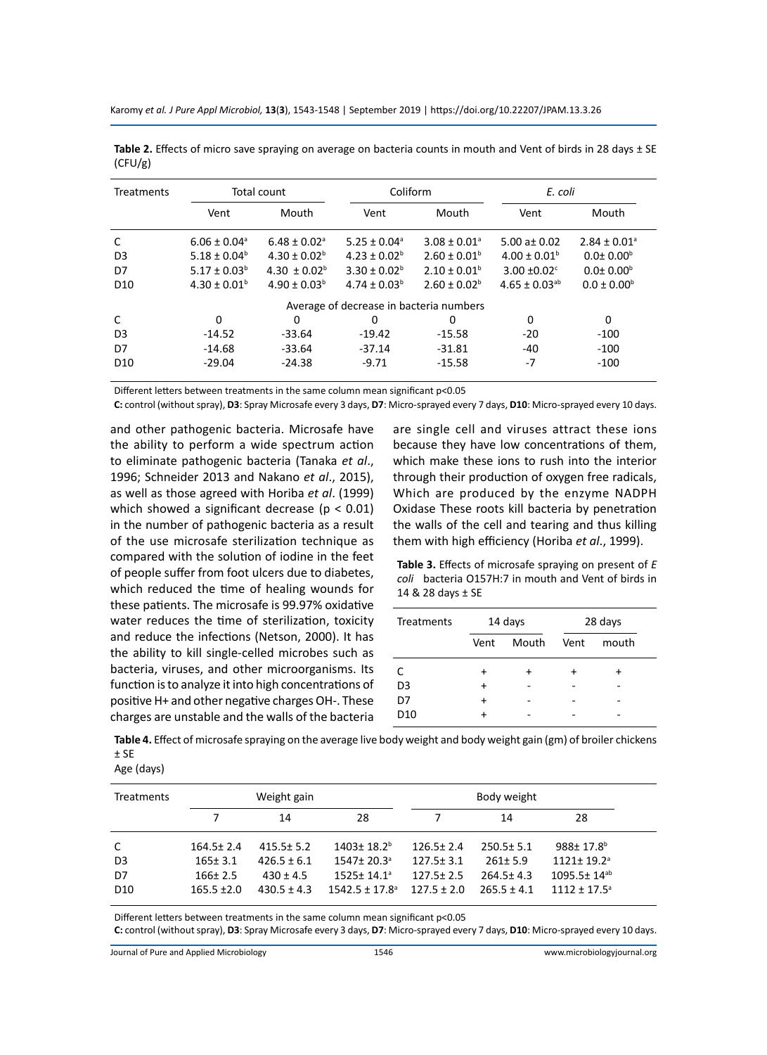**Table 2.** Effects of micro save spraying on average on bacteria counts in mouth and Vent of birds in 28 days ± SE (CFU/g)

| Treatments | Total count | | Coliform | | *E. coli* | |
|---|---|---|---|---|---|---|
| | Vent | Mouth | Vent | Mouth | Vent | Mouth |
| C | 6.06 ± 0.04[a] | 6.48 ± 0.02[a] | 5.25 ± 0.04[a] | 3.08 ± 0.01[a] | 5.00 a± 0.02 | 2.84 ± 0.01[a] |
| D3 | 5.18 ± 0.04[b] | 4.30 ± 0.02[b] | 4.23 ± 0.02[b] | 2.60 ± 0.01[b] | 4.00 ± 0.01[b] | 0.0± 0.00[b] |
| D7 | 5.17 ± 0.03[b] | 4.30 ± 0.02[b] | 3.30 ± 0.02[b] | 2.10 ± 0.01[b] | 3.00 ±0.02[c] | 0.0± 0.00[b] |
| D10 | 4.30 ± 0.01[b] | 4.90 ± 0.03[b] | 4.74 ± 0.03[b] | 2.60 ± 0.02[b] | 4.65 ± 0.03[ab] | 0.0 ± 0.00[b] |
| | | | Average of decrease in bacteria numbers | | | |
| C | 0 | 0 | 0 | 0 | 0 | 0 |
| D3 | -14.52 | -33.64 | -19.42 | -15.58 | -20 | -100 |
| D7 | -14.68 | -33.64 | -37.14 | -31.81 | -40 | -100 |
| D10 | -29.04 | -24.38 | -9.71 | -15.58 | -7 | -100 |

Different letters between treatments in the same column mean significant p<0.05

**C:** control (without spray), **D3**: Spray Microsafe every 3 days, **D7**: Micro-sprayed every 7 days, **D10**: Micro-sprayed every 10 days.

and other pathogenic bacteria. Microsafe have the ability to perform a wide spectrum action to eliminate pathogenic bacteria (Tanaka *et al*., 1996; Schneider 2013 and Nakano *et al*., 2015), as well as those agreed with Horiba *et al*. (1999) which showed a significant decrease ($p < 0.01$) in the number of pathogenic bacteria as a result of the use microsafe sterilization technique as compared with the solution of iodine in the feet of people suffer from foot ulcers due to diabetes, which reduced the time of healing wounds for these patients. The microsafe is 99.97% oxidative water reduces the time of sterilization, toxicity and reduce the infections (Netson, 2000). It has the ability to kill single-celled microbes such as bacteria, viruses, and other microorganisms. Its function is to analyze it into high concentrations of positive H+ and other negative charges OH-. These charges are unstable and the walls of the bacteria are single cell and viruses attract these ions because they have low concentrations of them, which make these ions to rush into the interior through their production of oxygen free radicals, Which are produced by the enzyme NADPH Oxidase These roots kill bacteria by penetration the walls of the cell and tearing and thus killing them with high efficiency (Horiba *et al*., 1999).

**Table 3.** Effects of microsafe spraying on present of *E coli* bacteria O157H:7 in mouth and Vent of birds in 14 & 28 days ± SE

| Treatments | 14 days | | 28 days | |
|---|---|---|---|---|
| | Vent | Mouth | Vent | mouth |
| C | + | + | + | + |
| D3 | + | - | - | - |
| D7 | + | - | - | - |
| D10 | + | - | - | - |

**Table 4.** Effect of microsafe spraying on the average live body weight and body weight gain (gm) of broiler chickens ± SE

Age (days)

| Treatments | Weight gain | | | Body weight | | |
|---|---|---|---|---|---|---|
| | 7 | 14 | 28 | 7 | 14 | 28 |
| C | 164.5± 2.4 | 415.5± 5.2 | 1403± 18.2[b] | 126.5± 2.4 | 250.5± 5.1 | 988± 17.8[b] |
| D3 | 165± 3.1 | 426.5 ± 6.1 | 1547± 20.3[a] | 127.5± 3.1 | 261± 5.9 | 1121± 19.2[a] |
| D7 | 166± 2.5 | 430 ± 4.5 | 1525± 14.1[a] | 127.5± 2.5 | 264.5± 4.3 | 1095.5± 14[ab] |
| D10 | 165.5 ±2.0 | 430.5 ± 4.3 | 1542.5 ± 17.8[a] | 127.5 ± 2.0 | 265.5 ± 4.1 | 1112 ± 17.5[a] |

Different letters between treatments in the same column mean significant p<0.05

**C:** control (without spray), **D3**: Spray Microsafe every 3 days, **D7**: Micro-sprayed every 7 days, **D10**: Micro-sprayed every 10 days.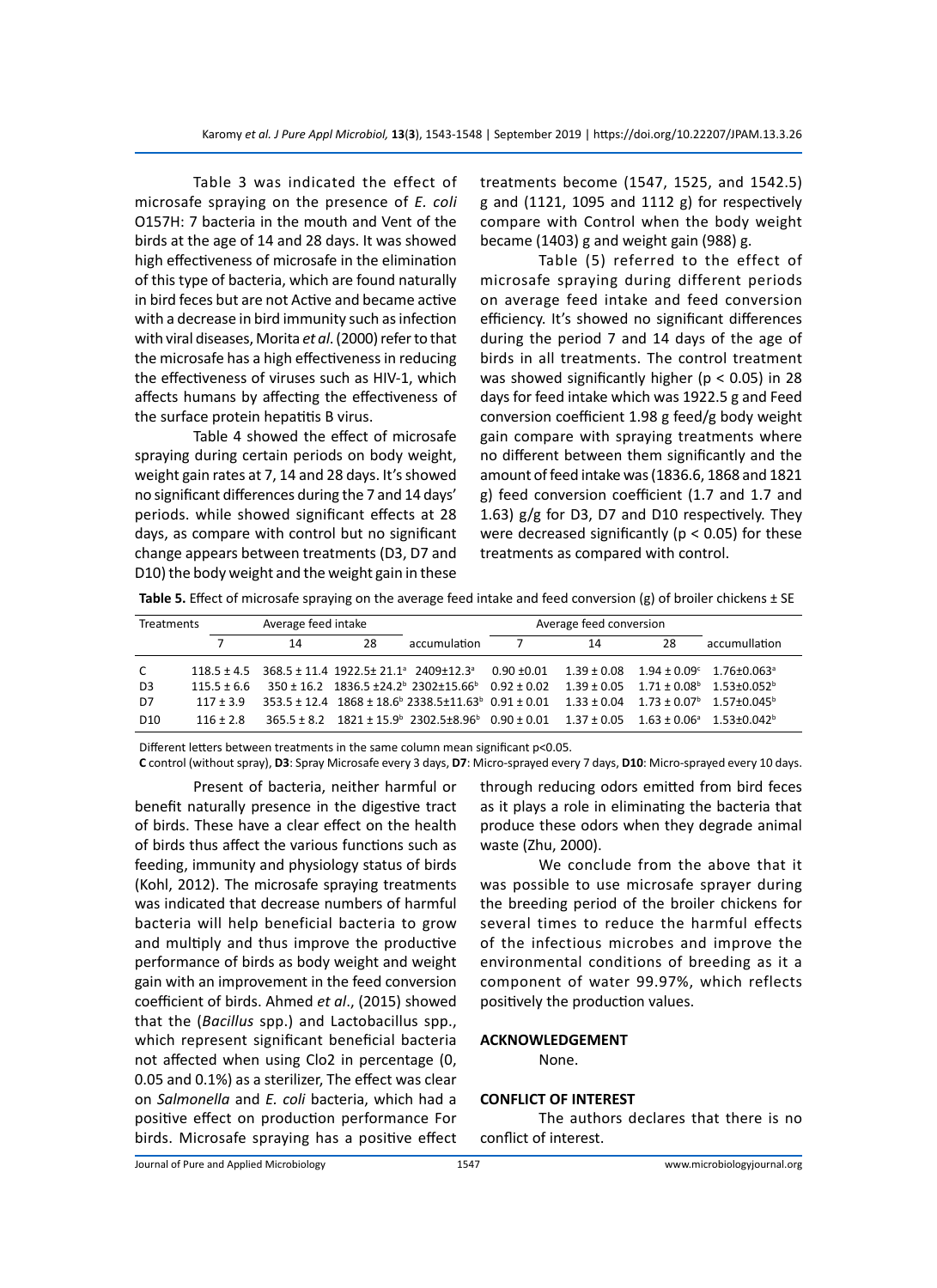Table 3 was indicated the effect of microsafe spraying on the presence of *E. coli* O157H: 7 bacteria in the mouth and Vent of the birds at the age of 14 and 28 days. It was showed high effectiveness of microsafe in the elimination of this type of bacteria, which are found naturally in bird feces but are not Active and became active with a decrease in bird immunity such as infection with viral diseases, Morita *et al*. (2000) refer to that the microsafe has a high effectiveness in reducing the effectiveness of viruses such as HIV-1, which affects humans by affecting the effectiveness of the surface protein hepatitis B virus.

Table 4 showed the effect of microsafe spraying during certain periods on body weight, weight gain rates at 7, 14 and 28 days. It's showed no significant differences during the 7 and 14 days' periods. while showed significant effects at 28 days, as compare with control but no significant change appears between treatments (D3, D7 and D10) the body weight and the weight gain in these treatments become (1547, 1525, and 1542.5) g and (1121, 1095 and 1112 g) for respectively compare with Control when the body weight became (1403) g and weight gain (988) g.

Table (5) referred to the effect of microsafe spraying during different periods on average feed intake and feed conversion efficiency. It's showed no significant differences during the period 7 and 14 days of the age of birds in all treatments. The control treatment was showed significantly higher ($p < 0.05$) in 28 days for feed intake which was 1922.5 g and Feed conversion coefficient 1.98 g feed/g body weight gain compare with spraying treatments where no different between them significantly and the amount of feed intake was (1836.6, 1868 and 1821 g) feed conversion coefficient (1.7 and 1.7 and 1.63) g/g for D3, D7 and D10 respectively. They were decreased significantly ($p < 0.05$) for these treatments as compared with control.

**Table 5.** Effect of microsafe spraying on the average feed intake and feed conversion (g) of broiler chickens ± SE

| Treatments | Average feed intake | | | | Average feed conversion | | | |
|---|---|---|---|---|---|---|---|---|
| | 7 | 14 | 28 | accumulation | 7 | 14 | 28 | accumullation |
| C | 118.5 ± 4.5 | 368.5 ± 11.4 | 1922.5± 21.1[a] | 2409±12.3[a] | 0.90 ±0.01 | 1.39 ± 0.08 | 1.94 ± 0.09[c] | 1.76±0.063[a] |
| D3 | 115.5 ± 6.6 | 350 ± 16.2 | 1836.5 ±24.2[b] | 2302±15.66[b] | 0.92 ± 0.02 | 1.39 ± 0.05 | 1.71 ± 0.08[b] | 1.53±0.052[b] |
| D7 | 117 ± 3.9 | 353.5 ± 12.4 | 1868 ± 18.6[b] | 2338.5±11.63[b] | 0.91 ± 0.01 | 1.33 ± 0.04 | 1.73 ± 0.07[b] | 1.57±0.045[b] |
| D10 | 116 ± 2.8 | 365.5 ± 8.2 | 1821 ± 15.9[b] | 2302.5±8.96[b] | 0.90 ± 0.01 | 1.37 ± 0.05 | 1.63 ± 0.06[a] | 1.53±0.042[b] |

Different letters between treatments in the same column mean significant p<0.05.
**C** control (without spray), **D3**: Spray Microsafe every 3 days, **D7**: Micro-sprayed every 7 days, **D10**: Micro-sprayed every 10 days.

Present of bacteria, neither harmful or benefit naturally presence in the digestive tract of birds. These have a clear effect on the health of birds thus affect the various functions such as feeding, immunity and physiology status of birds (Kohl, 2012). The microsafe spraying treatments was indicated that decrease numbers of harmful bacteria will help beneficial bacteria to grow and multiply and thus improve the productive performance of birds as body weight and weight gain with an improvement in the feed conversion coefficient of birds. Ahmed *et al*., (2015) showed that the (*Bacillus* spp.) and Lactobacillus spp., which represent significant beneficial bacteria not affected when using Clo2 in percentage (0, 0.05 and 0.1%) as a sterilizer, The effect was clear on *Salmonella* and *E. coli* bacteria, which had a positive effect on production performance For birds. Microsafe spraying has a positive effect through reducing odors emitted from bird feces as it plays a role in eliminating the bacteria that produce these odors when they degrade animal waste (Zhu, 2000).

We conclude from the above that it was possible to use microsafe sprayer during the breeding period of the broiler chickens for several times to reduce the harmful effects of the infectious microbes and improve the environmental conditions of breeding as it a component of water 99.97%, which reflects positively the production values.

## ACKNOWLEDGEMENT

None.

## CONFLICT OF INTEREST

The authors declares that there is no conflict of interest.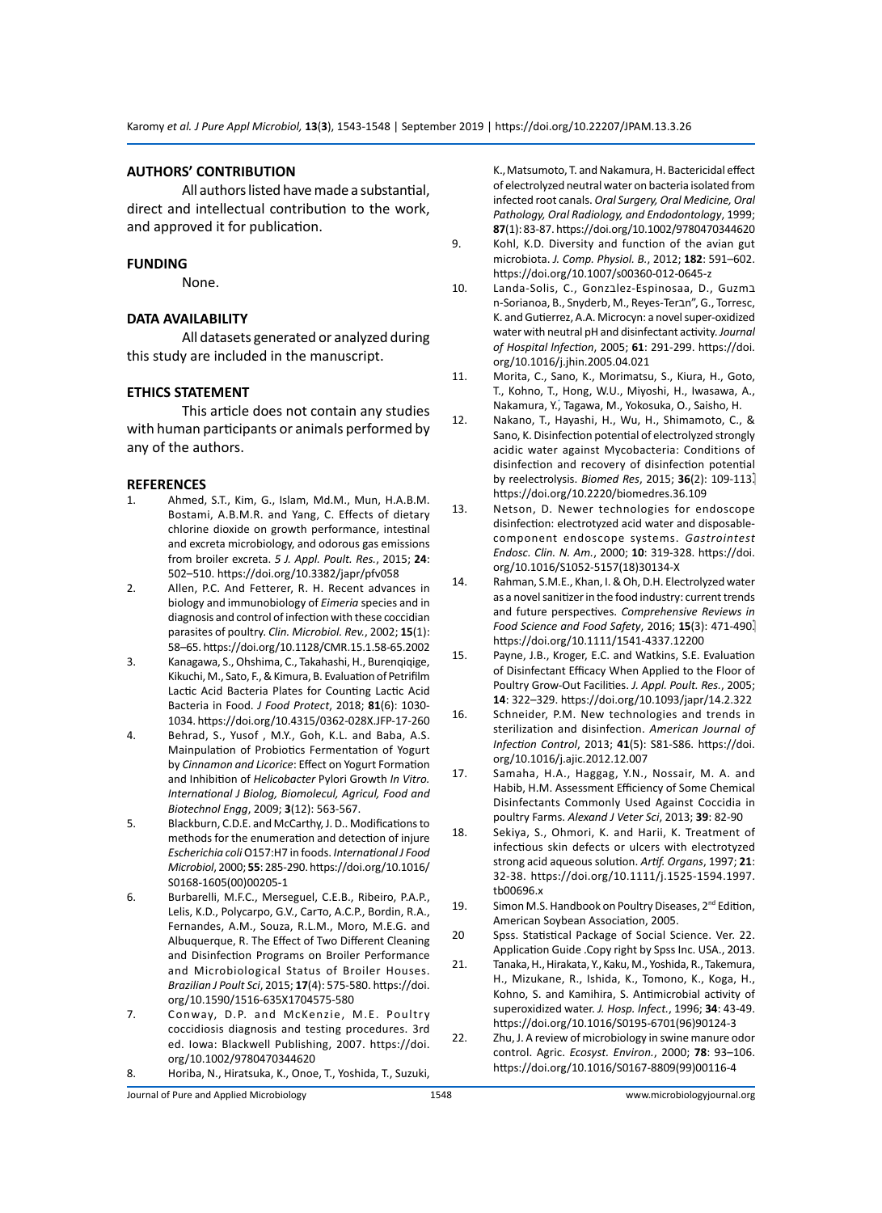## AUTHORS' CONTRIBUTION

All authors listed have made a substantial, direct and intellectual contribution to the work, and approved it for publication.

## FUNDING

None.

## DATA AVAILABILITY

All datasets generated or analyzed during this study are included in the manuscript.

## ETHICS STATEMENT

This article does not contain any studies with human participants or animals performed by any of the authors.

## REFERENCES

1. Ahmed, S.T., Kim, G., Islam, Md.M., Mun, H.A.B.M. Bostami, A.B.M.R. and Yang, C. Effects of dietary chlorine dioxide on growth performance, intestinal and excreta microbiology, and odorous gas emissions from broiler excreta. *5 J. Appl. Poult. Res.*, 2015; **24**: 502–510. https://doi.org/10.3382/japr/pfv058
2. Allen, P.C. And Fetterer, R. H. Recent advances in biology and immunobiology of *Eimeria* species and in diagnosis and control of infection with these coccidian parasites of poultry. *Clin. Microbiol. Rev.*, 2002; **15**(1): 58–65. https://doi.org/10.1128/CMR.15.1.58-65.2002
3. Kanagawa, S., Ohshima, C., Takahashi, H., Burenqiqige, Kikuchi, M., Sato, F., & Kimura, B. Evaluation of Petrifilm Lactic Acid Bacteria Plates for Counting Lactic Acid Bacteria in Food. *J Food Protect*, 2018; **81**(6): 1030-1034. https://doi.org/10.4315/0362-028X.JFP-17-260
4. Behrad, S., Yusof , M.Y., Goh, K.L. and Baba, A.S. Mainpulation of Probiotics Fermentation of Yogurt by *Cinnamon and Licorice*: Effect on Yogurt Formation and Inhibition of *Helicobacter* Pylori Growth *In Vitro. International J Biolog, Biomolecul, Agricul, Food and Biotechnol Engg*, 2009; **3**(12): 563-567.
5. Blackburn, C.D.E. and McCarthy, J. D.. Modifications to methods for the enumeration and detection of injure *Escherichia coli* O157:H7 in foods. *International J Food Microbiol*, 2000; **55**: 285-290. https://doi.org/10.1016/S0168-1605(00)00205-1
6. Burbarelli, M.F.C., Merseguel, C.E.B., Ribeiro, P.A.P., Lelis, K.D., Polycarpo, G.V., Carто, A.C.P., Bordin, R.A., Fernandes, A.M., Souza, R.L.M., Moro, M.E.G. and Albuquerque, R. The Effect of Two Different Cleaning and Disinfection Programs on Broiler Performance and Microbiological Status of Broiler Houses. *Brazilian J Poult Sci*, 2015; **17**(4): 575-580. https://doi.org/10.1590/1516-635X1704575-580
7. Conway, D.P. and McKenzie, M.E. Poultry coccidiosis diagnosis and testing procedures. 3rd ed. Iowa: Blackwell Publishing, 2007. https://doi.org/10.1002/9780470344620
8. Horiba, N., Hiratsuka, K., Onoe, T., Yoshida, T., Suzuki, K., Matsumoto, T. and Nakamura, H. Bactericidal effect of electrolyzed neutral water on bacteria isolated from infected root canals. *Oral Surgery, Oral Medicine, Oral Pathology, Oral Radiology, and Endodontology*, 1999; **87**(1): 83-87. https://doi.org/10.1002/9780470344620
9. Kohl, K.D. Diversity and function of the avian gut microbiota. *J. Comp. Physiol. B.*, 2012; **182**: 591–602. https://doi.org/10.1007/s00360-012-0645-z
10. Landa-Solis, C., Gonzלlez-Espinosaa, D., Guzmב n-Sorianoa, B., Snyderb, M., Reyes-Terבn", G., Torresc, K. and Gutierrez, A.A. Microcyn: a novel super-oxidized water with neutral pH and disinfectant activity. *Journal of Hospital Infection*, 2005; **61**: 291-299. https://doi.org/10.1016/j.jhin.2005.04.021
11. Morita, C., Sano, K., Morimatsu, S., Kiura, H., Goto, T., Kohno, T., Hong, W.U., Miyoshi, H., Iwasawa, A., Nakamura, Y., Tagawa, M., Yokosuka, O., Saisho, H.
12. Nakano, T., Hayashi, H., Wu, H., Shimamoto, C., & Sano, K. Disinfection potential of electrolyzed strongly acidic water against Mycobacteria: Conditions of disinfection and recovery of disinfection potential by reelectrolysis. *Biomed Res*, 2015; **36**(2): 109-113. https://doi.org/10.2220/biomedres.36.109
13. Netson, D. Newer technologies for endoscope disinfection: electrotyzed acid water and disposable-component endoscope systems. *Gastrointest Endosc. Clin. N. Am.*, 2000; **10**: 319-328. https://doi.org/10.1016/S1052-5157(18)30134-X
14. Rahman, S.M.E., Khan, I. & Oh, D.H. Electrolyzed water as a novel sanitizer in the food industry: current trends and future perspectives. *Comprehensive Reviews in Food Science and Food Safety*, 2016; **15**(3): 471-490. https://doi.org/10.1111/1541-4337.12200
15. Payne, J.B., Kroger, E.C. and Watkins, S.E. Evaluation of Disinfectant Efficacy When Applied to the Floor of Poultry Grow-Out Facilities. *J. Appl. Poult. Res.*, 2005; **14**: 322–329. https://doi.org/10.1093/japr/14.2.322
16. Schneider, P.M. New technologies and trends in sterilization and disinfection. *American Journal of Infection Control*, 2013; **41**(5): S81-S86. https://doi.org/10.1016/j.ajic.2012.12.007
17. Samaha, H.A., Haggag, Y.N., Nossair, M. A. and Habib, H.M. Assessment Efficiency of Some Chemical Disinfectants Commonly Used Against Coccidia in poultry Farms. *Alexand J Veter Sci*, 2013; **39**: 82-90
18. Sekiya, S., Ohmori, K. and Harii, K. Treatment of infectious skin defects or ulcers with electrolytzed strong acid aqueous solution. *Artif. Organs*, 1997; **21**: 32-38. https://doi.org/10.1111/j.1525-1594.1997.tb00696.x
19. Simon M.S. Handbook on Poultry Diseases, 2nd Edition, American Soybean Association, 2005.
20. Spss. Statistical Package of Social Science. Ver. 22. Application Guide .Copy right by Spss Inc. USA., 2013.
21. Tanaka, H., Hirakata, Y., Kaku, M., Yoshida, R., Takemura, H., Mizukane, R., Ishida, K., Tomono, K., Koga, H., Kohno, S. and Kamihira, S. Antimicrobial activity of superoxidized water. *J. Hosp. Infect.*, 1996; **34**: 43-49. https://doi.org/10.1016/S0195-6701(96)90124-3
22. Zhu, J. A review of microbiology in swine manure odor control. Agric. *Ecosyst. Environ.*, 2000; **78**: 93–106. https://doi.org/10.1016/S0167-8809(99)00116-4